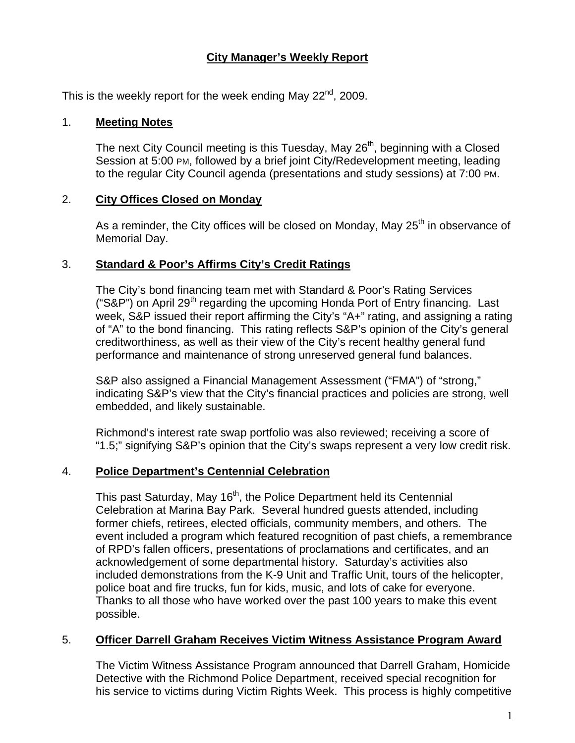# City Manager's Weekly Report

This is the weekly report for the week ending May 22nd, 2009.

## 1. Meeting Notes

The next City Council meeting is this Tuesday, May 26th, beginning with a Closed Session at 5:00 PM, followed by a brief joint City/Redevelopment meeting, leading to the regular City Council agenda (presentations and study sessions) at 7:00 PM.

## 2. City Offices Closed on Monday

As a reminder, the City offices will be closed on Monday, May 25th in observance of Memorial Day.

## 3. Standard & Poor's Affirms City's Credit Ratings

The City's bond financing team met with Standard & Poor's Rating Services ("S&P") on April 29th regarding the upcoming Honda Port of Entry financing. Last week, S&P issued their report affirming the City's "A+" rating, and assigning a rating of "A" to the bond financing. This rating reflects S&P's opinion of the City's general creditworthiness, as well as their view of the City's recent healthy general fund performance and maintenance of strong unreserved general fund balances.

S&P also assigned a Financial Management Assessment ("FMA") of "strong," indicating S&P's view that the City's financial practices and policies are strong, well embedded, and likely sustainable.

Richmond's interest rate swap portfolio was also reviewed; receiving a score of "1.5;" signifying S&P's opinion that the City's swaps represent a very low credit risk.

## 4. Police Department's Centennial Celebration

This past Saturday, May 16th, the Police Department held its Centennial Celebration at Marina Bay Park. Several hundred guests attended, including former chiefs, retirees, elected officials, community members, and others. The event included a program which featured recognition of past chiefs, a remembrance of RPD's fallen officers, presentations of proclamations and certificates, and an acknowledgement of some departmental history. Saturday's activities also included demonstrations from the K-9 Unit and Traffic Unit, tours of the helicopter, police boat and fire trucks, fun for kids, music, and lots of cake for everyone. Thanks to all those who have worked over the past 100 years to make this event possible.

## 5. Officer Darrell Graham Receives Victim Witness Assistance Program Award

The Victim Witness Assistance Program announced that Darrell Graham, Homicide Detective with the Richmond Police Department, received special recognition for his service to victims during Victim Rights Week. This process is highly competitive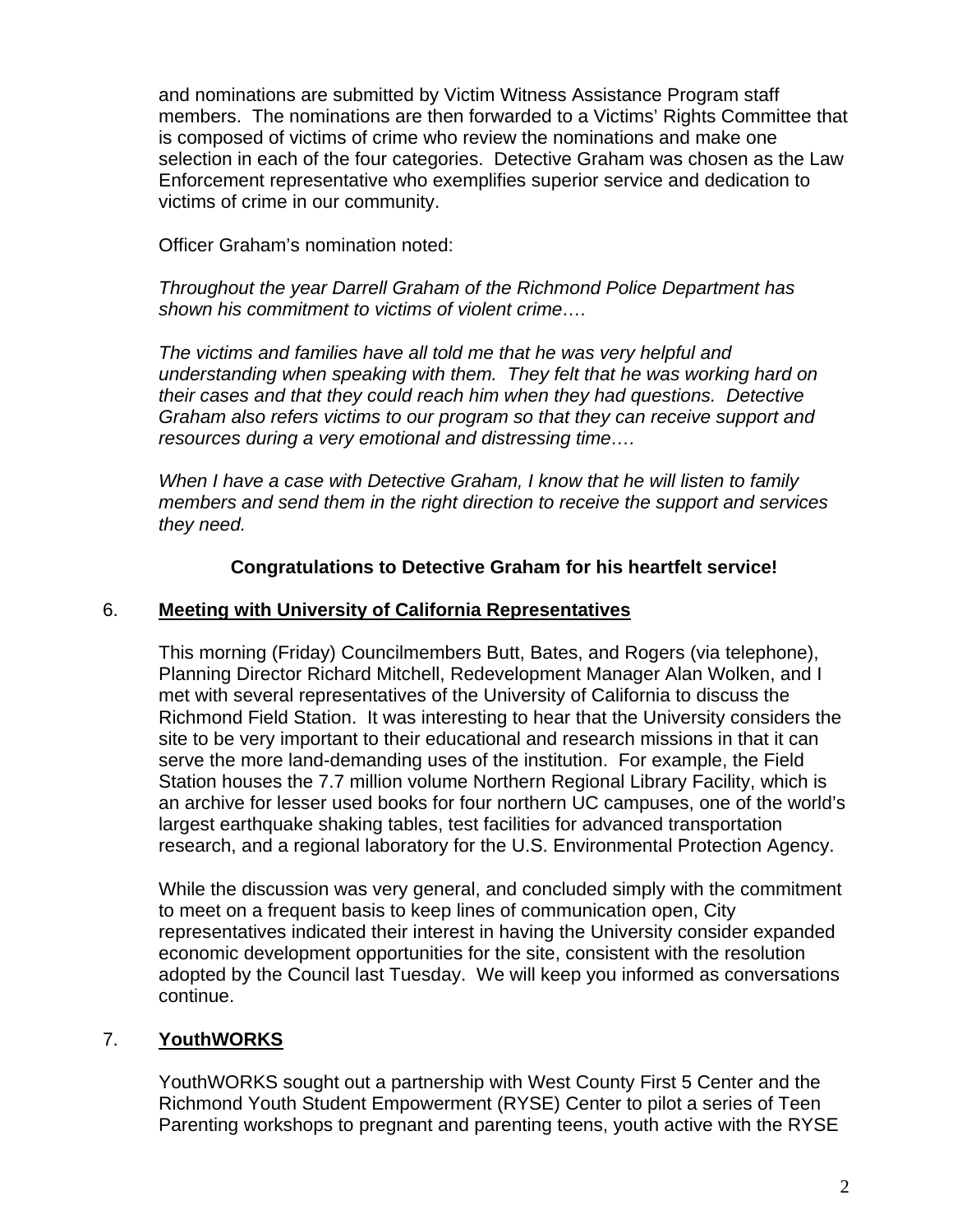and nominations are submitted by Victim Witness Assistance Program staff members. The nominations are then forwarded to a Victims' Rights Committee that is composed of victims of crime who review the nominations and make one selection in each of the four categories. Detective Graham was chosen as the Law Enforcement representative who exemplifies superior service and dedication to victims of crime in our community.

Officer Graham's nomination noted:

*Throughout the year Darrell Graham of the Richmond Police Department has shown his commitment to victims of violent crime….*

*The victims and families have all told me that he was very helpful and understanding when speaking with them. They felt that he was working hard on their cases and that they could reach him when they had questions. Detective Graham also refers victims to our program so that they can receive support and resources during a very emotional and distressing time….*

*When I have a case with Detective Graham, I know that he will listen to family members and send them in the right direction to receive the support and services they need.*

**Congratulations to Detective Graham for his heartfelt service!**

## 6. Meeting with University of California Representatives

This morning (Friday) Councilmembers Butt, Bates, and Rogers (via telephone), Planning Director Richard Mitchell, Redevelopment Manager Alan Wolken, and I met with several representatives of the University of California to discuss the Richmond Field Station. It was interesting to hear that the University considers the site to be very important to their educational and research missions in that it can serve the more land-demanding uses of the institution. For example, the Field Station houses the 7.7 million volume Northern Regional Library Facility, which is an archive for lesser used books for four northern UC campuses, one of the world's largest earthquake shaking tables, test facilities for advanced transportation research, and a regional laboratory for the U.S. Environmental Protection Agency.

While the discussion was very general, and concluded simply with the commitment to meet on a frequent basis to keep lines of communication open, City representatives indicated their interest in having the University consider expanded economic development opportunities for the site, consistent with the resolution adopted by the Council last Tuesday. We will keep you informed as conversations continue.

## 7. YouthWORKS

YouthWORKS sought out a partnership with West County First 5 Center and the Richmond Youth Student Empowerment (RYSE) Center to pilot a series of Teen Parenting workshops to pregnant and parenting teens, youth active with the RYSE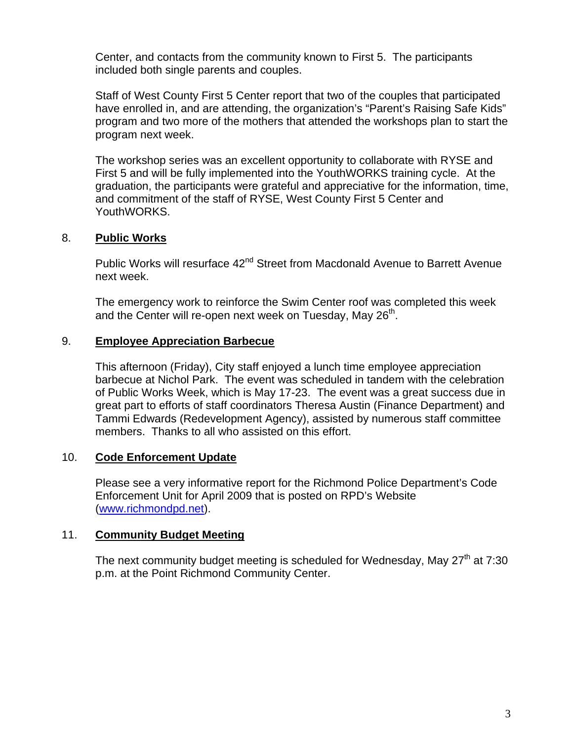Center, and contacts from the community known to First 5. The participants included both single parents and couples.

Staff of West County First 5 Center report that two of the couples that participated have enrolled in, and are attending, the organization's "Parent's Raising Safe Kids" program and two more of the mothers that attended the workshops plan to start the program next week.

The workshop series was an excellent opportunity to collaborate with RYSE and First 5 and will be fully implemented into the YouthWORKS training cycle. At the graduation, the participants were grateful and appreciative for the information, time, and commitment of the staff of RYSE, West County First 5 Center and YouthWORKS.

## 8. **Public Works**

Public Works will resurface 42nd Street from Macdonald Avenue to Barrett Avenue next week.

The emergency work to reinforce the Swim Center roof was completed this week and the Center will re-open next week on Tuesday, May 26th.

## 9. **Employee Appreciation Barbecue**

This afternoon (Friday), City staff enjoyed a lunch time employee appreciation barbecue at Nichol Park. The event was scheduled in tandem with the celebration of Public Works Week, which is May 17-23. The event was a great success due in great part to efforts of staff coordinators Theresa Austin (Finance Department) and Tammi Edwards (Redevelopment Agency), assisted by numerous staff committee members. Thanks to all who assisted on this effort.

## 10. **Code Enforcement Update**

Please see a very informative report for the Richmond Police Department's Code Enforcement Unit for April 2009 that is posted on RPD's Website (www.richmondpd.net).

## 11. **Community Budget Meeting**

The next community budget meeting is scheduled for Wednesday, May 27th at 7:30 p.m. at the Point Richmond Community Center.